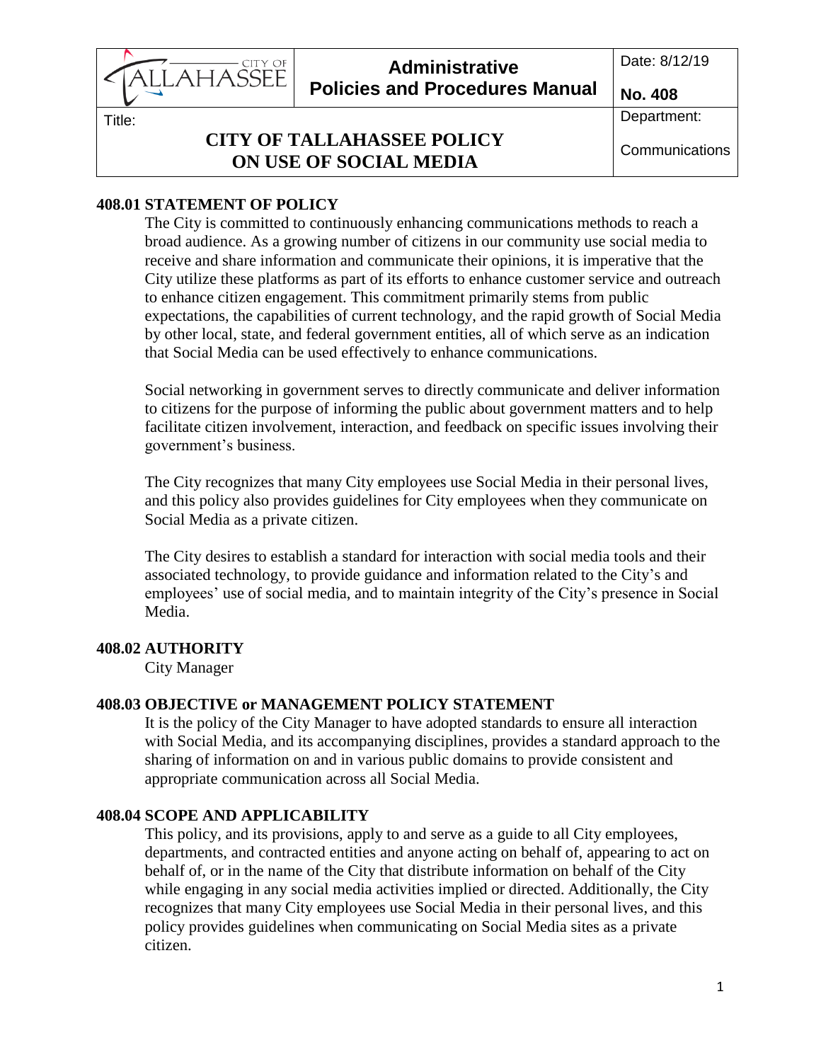| CITY OF TALLAHASSEE | **Administrative Policies and Procedures Manual** | Date: 8/12/19 **No. 408** |
| --- | --- | --- |
| Title: **CITY OF TALLAHASSEE POLICY ON USE OF SOCIAL MEDIA** | | Department: Communications |

## 408.01 STATEMENT OF POLICY

The City is committed to continuously enhancing communications methods to reach a broad audience. As a growing number of citizens in our community use social media to receive and share information and communicate their opinions, it is imperative that the City utilize these platforms as part of its efforts to enhance customer service and outreach to enhance citizen engagement. This commitment primarily stems from public expectations, the capabilities of current technology, and the rapid growth of Social Media by other local, state, and federal government entities, all of which serve as an indication that Social Media can be used effectively to enhance communications.

Social networking in government serves to directly communicate and deliver information to citizens for the purpose of informing the public about government matters and to help facilitate citizen involvement, interaction, and feedback on specific issues involving their government's business.

The City recognizes that many City employees use Social Media in their personal lives, and this policy also provides guidelines for City employees when they communicate on Social Media as a private citizen.

The City desires to establish a standard for interaction with social media tools and their associated technology, to provide guidance and information related to the City's and employees' use of social media, and to maintain integrity of the City's presence in Social Media.

## 408.02 AUTHORITY

City Manager

## 408.03 OBJECTIVE or MANAGEMENT POLICY STATEMENT

It is the policy of the City Manager to have adopted standards to ensure all interaction with Social Media, and its accompanying disciplines, provides a standard approach to the sharing of information on and in various public domains to provide consistent and appropriate communication across all Social Media.

## 408.04 SCOPE AND APPLICABILITY

This policy, and its provisions, apply to and serve as a guide to all City employees, departments, and contracted entities and anyone acting on behalf of, appearing to act on behalf of, or in the name of the City that distribute information on behalf of the City while engaging in any social media activities implied or directed. Additionally, the City recognizes that many City employees use Social Media in their personal lives, and this policy provides guidelines when communicating on Social Media sites as a private citizen.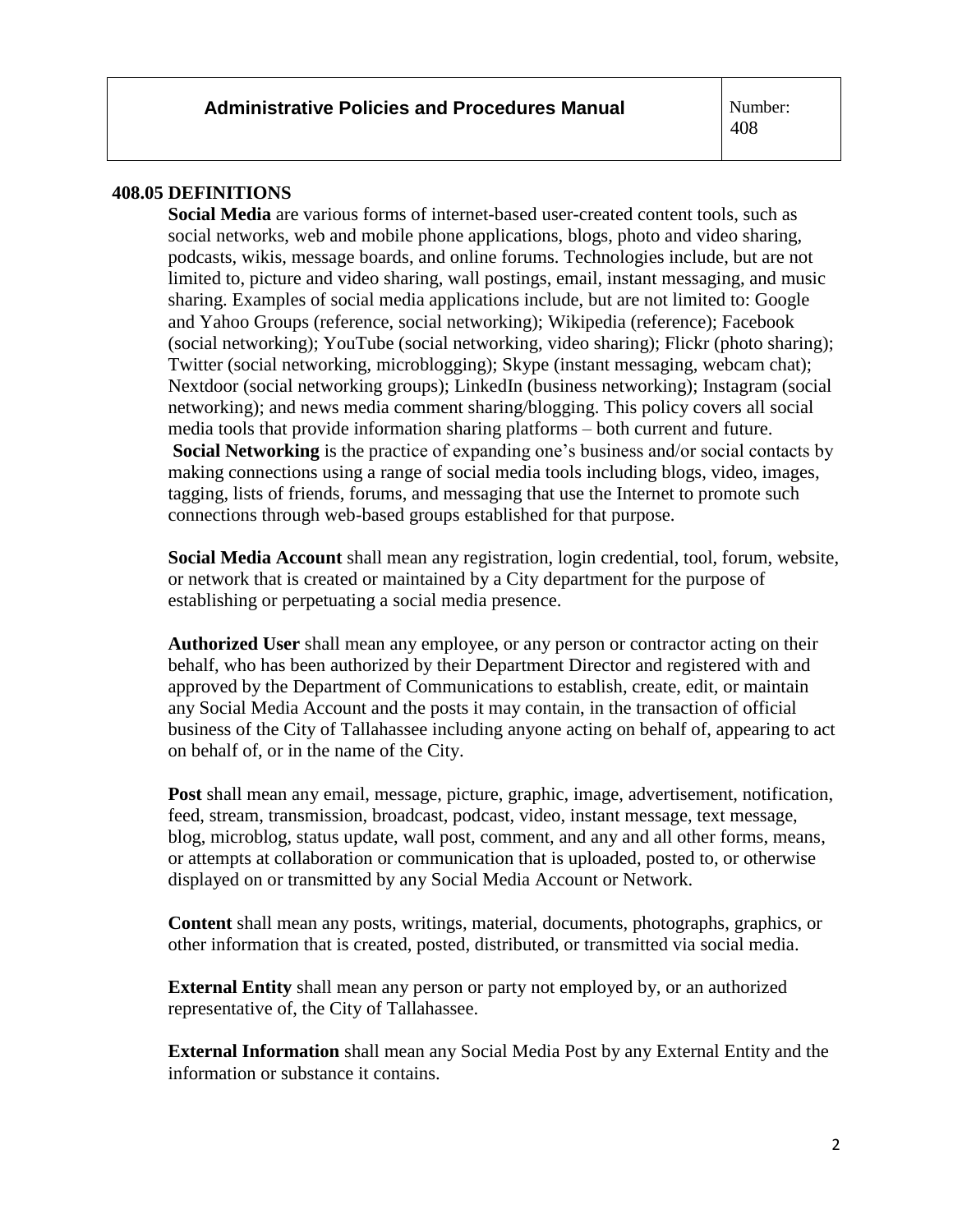## 408.05 DEFINITIONS

**Social Media** are various forms of internet-based user-created content tools, such as social networks, web and mobile phone applications, blogs, photo and video sharing, podcasts, wikis, message boards, and online forums. Technologies include, but are not limited to, picture and video sharing, wall postings, email, instant messaging, and music sharing. Examples of social media applications include, but are not limited to: Google and Yahoo Groups (reference, social networking); Wikipedia (reference); Facebook (social networking); YouTube (social networking, video sharing); Flickr (photo sharing); Twitter (social networking, microblogging); Skype (instant messaging, webcam chat); Nextdoor (social networking groups); LinkedIn (business networking); Instagram (social networking); and news media comment sharing/blogging. This policy covers all social media tools that provide information sharing platforms – both current and future.

**Social Networking** is the practice of expanding one's business and/or social contacts by making connections using a range of social media tools including blogs, video, images, tagging, lists of friends, forums, and messaging that use the Internet to promote such connections through web-based groups established for that purpose.

**Social Media Account** shall mean any registration, login credential, tool, forum, website, or network that is created or maintained by a City department for the purpose of establishing or perpetuating a social media presence.

**Authorized User** shall mean any employee, or any person or contractor acting on their behalf, who has been authorized by their Department Director and registered with and approved by the Department of Communications to establish, create, edit, or maintain any Social Media Account and the posts it may contain, in the transaction of official business of the City of Tallahassee including anyone acting on behalf of, appearing to act on behalf of, or in the name of the City.

**Post** shall mean any email, message, picture, graphic, image, advertisement, notification, feed, stream, transmission, broadcast, podcast, video, instant message, text message, blog, microblog, status update, wall post, comment, and any and all other forms, means, or attempts at collaboration or communication that is uploaded, posted to, or otherwise displayed on or transmitted by any Social Media Account or Network.

**Content** shall mean any posts, writings, material, documents, photographs, graphics, or other information that is created, posted, distributed, or transmitted via social media.

**External Entity** shall mean any person or party not employed by, or an authorized representative of, the City of Tallahassee.

**External Information** shall mean any Social Media Post by any External Entity and the information or substance it contains.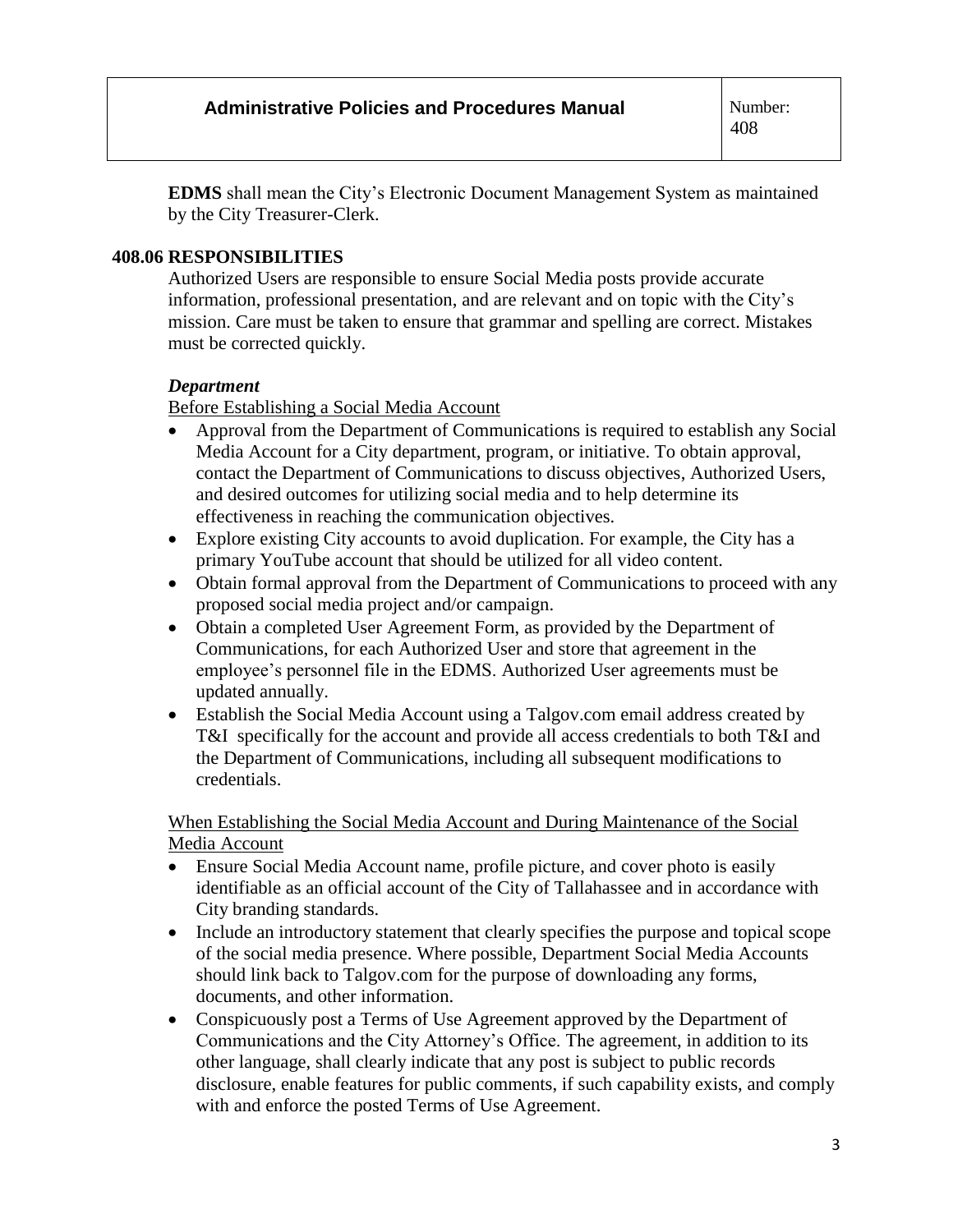**EDMS** shall mean the City's Electronic Document Management System as maintained by the City Treasurer-Clerk.

## 408.06 RESPONSIBILITIES

Authorized Users are responsible to ensure Social Media posts provide accurate information, professional presentation, and are relevant and on topic with the City's mission. Care must be taken to ensure that grammar and spelling are correct. Mistakes must be corrected quickly.

### *Department*

<u>Before Establishing a Social Media Account</u>

- Approval from the Department of Communications is required to establish any Social Media Account for a City department, program, or initiative. To obtain approval, contact the Department of Communications to discuss objectives, Authorized Users, and desired outcomes for utilizing social media and to help determine its effectiveness in reaching the communication objectives.
- Explore existing City accounts to avoid duplication. For example, the City has a primary YouTube account that should be utilized for all video content.
- Obtain formal approval from the Department of Communications to proceed with any proposed social media project and/or campaign.
- Obtain a completed User Agreement Form, as provided by the Department of Communications, for each Authorized User and store that agreement in the employee's personnel file in the EDMS. Authorized User agreements must be updated annually.
- Establish the Social Media Account using a Talgov.com email address created by T&I specifically for the account and provide all access credentials to both T&I and the Department of Communications, including all subsequent modifications to credentials.

<u>When Establishing the Social Media Account and During Maintenance of the Social Media Account</u>

- Ensure Social Media Account name, profile picture, and cover photo is easily identifiable as an official account of the City of Tallahassee and in accordance with City branding standards.
- Include an introductory statement that clearly specifies the purpose and topical scope of the social media presence. Where possible, Department Social Media Accounts should link back to Talgov.com for the purpose of downloading any forms, documents, and other information.
- Conspicuously post a Terms of Use Agreement approved by the Department of Communications and the City Attorney's Office. The agreement, in addition to its other language, shall clearly indicate that any post is subject to public records disclosure, enable features for public comments, if such capability exists, and comply with and enforce the posted Terms of Use Agreement.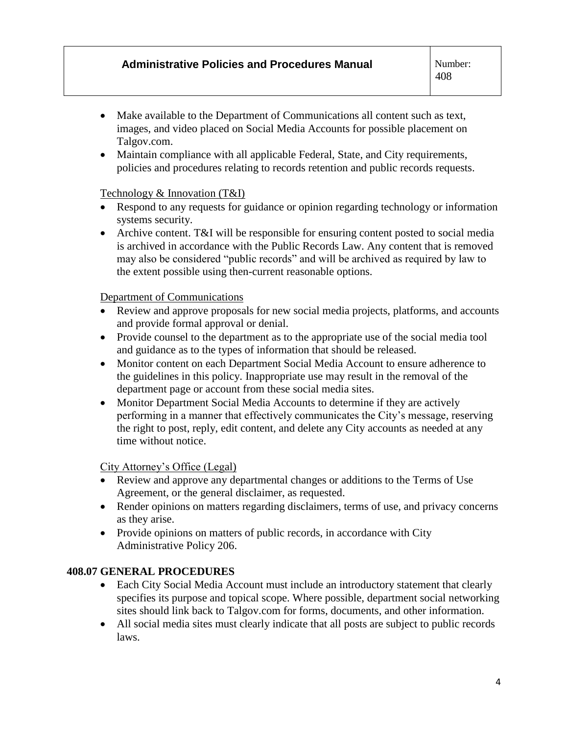- Make available to the Department of Communications all content such as text, images, and video placed on Social Media Accounts for possible placement on Talgov.com.
- Maintain compliance with all applicable Federal, State, and City requirements, policies and procedures relating to records retention and public records requests.

Technology & Innovation (T&I)

- Respond to any requests for guidance or opinion regarding technology or information systems security.
- Archive content. T&I will be responsible for ensuring content posted to social media is archived in accordance with the Public Records Law. Any content that is removed may also be considered "public records" and will be archived as required by law to the extent possible using then-current reasonable options.

Department of Communications

- Review and approve proposals for new social media projects, platforms, and accounts and provide formal approval or denial.
- Provide counsel to the department as to the appropriate use of the social media tool and guidance as to the types of information that should be released.
- Monitor content on each Department Social Media Account to ensure adherence to the guidelines in this policy. Inappropriate use may result in the removal of the department page or account from these social media sites.
- Monitor Department Social Media Accounts to determine if they are actively performing in a manner that effectively communicates the City's message, reserving the right to post, reply, edit content, and delete any City accounts as needed at any time without notice.

City Attorney's Office (Legal)

- Review and approve any departmental changes or additions to the Terms of Use Agreement, or the general disclaimer, as requested.
- Render opinions on matters regarding disclaimers, terms of use, and privacy concerns as they arise.
- Provide opinions on matters of public records, in accordance with City Administrative Policy 206.

## 408.07 GENERAL PROCEDURES

- Each City Social Media Account must include an introductory statement that clearly specifies its purpose and topical scope. Where possible, department social networking sites should link back to Talgov.com for forms, documents, and other information.
- All social media sites must clearly indicate that all posts are subject to public records laws.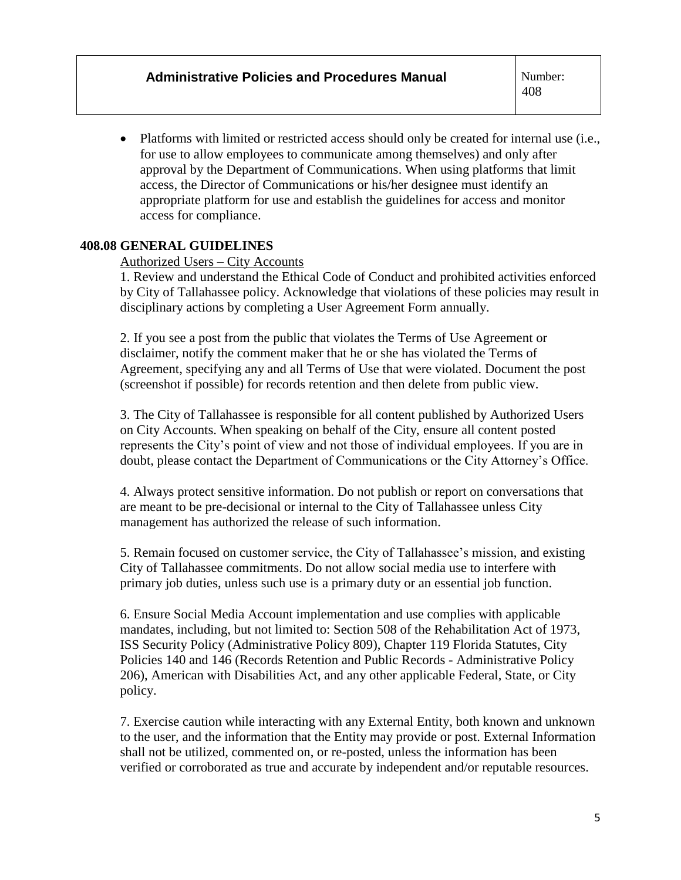- Platforms with limited or restricted access should only be created for internal use (i.e., for use to allow employees to communicate among themselves) and only after approval by the Department of Communications. When using platforms that limit access, the Director of Communications or his/her designee must identify an appropriate platform for use and establish the guidelines for access and monitor access for compliance.

## 408.08 GENERAL GUIDELINES

Authorized Users – City Accounts

1. Review and understand the Ethical Code of Conduct and prohibited activities enforced by City of Tallahassee policy. Acknowledge that violations of these policies may result in disciplinary actions by completing a User Agreement Form annually.

2. If you see a post from the public that violates the Terms of Use Agreement or disclaimer, notify the comment maker that he or she has violated the Terms of Agreement, specifying any and all Terms of Use that were violated. Document the post (screenshot if possible) for records retention and then delete from public view.

3. The City of Tallahassee is responsible for all content published by Authorized Users on City Accounts. When speaking on behalf of the City, ensure all content posted represents the City's point of view and not those of individual employees. If you are in doubt, please contact the Department of Communications or the City Attorney's Office.

4. Always protect sensitive information. Do not publish or report on conversations that are meant to be pre-decisional or internal to the City of Tallahassee unless City management has authorized the release of such information.

5. Remain focused on customer service, the City of Tallahassee's mission, and existing City of Tallahassee commitments. Do not allow social media use to interfere with primary job duties, unless such use is a primary duty or an essential job function.

6. Ensure Social Media Account implementation and use complies with applicable mandates, including, but not limited to: Section 508 of the Rehabilitation Act of 1973, ISS Security Policy (Administrative Policy 809), Chapter 119 Florida Statutes, City Policies 140 and 146 (Records Retention and Public Records - Administrative Policy 206), American with Disabilities Act, and any other applicable Federal, State, or City policy.

7. Exercise caution while interacting with any External Entity, both known and unknown to the user, and the information that the Entity may provide or post. External Information shall not be utilized, commented on, or re-posted, unless the information has been verified or corroborated as true and accurate by independent and/or reputable resources.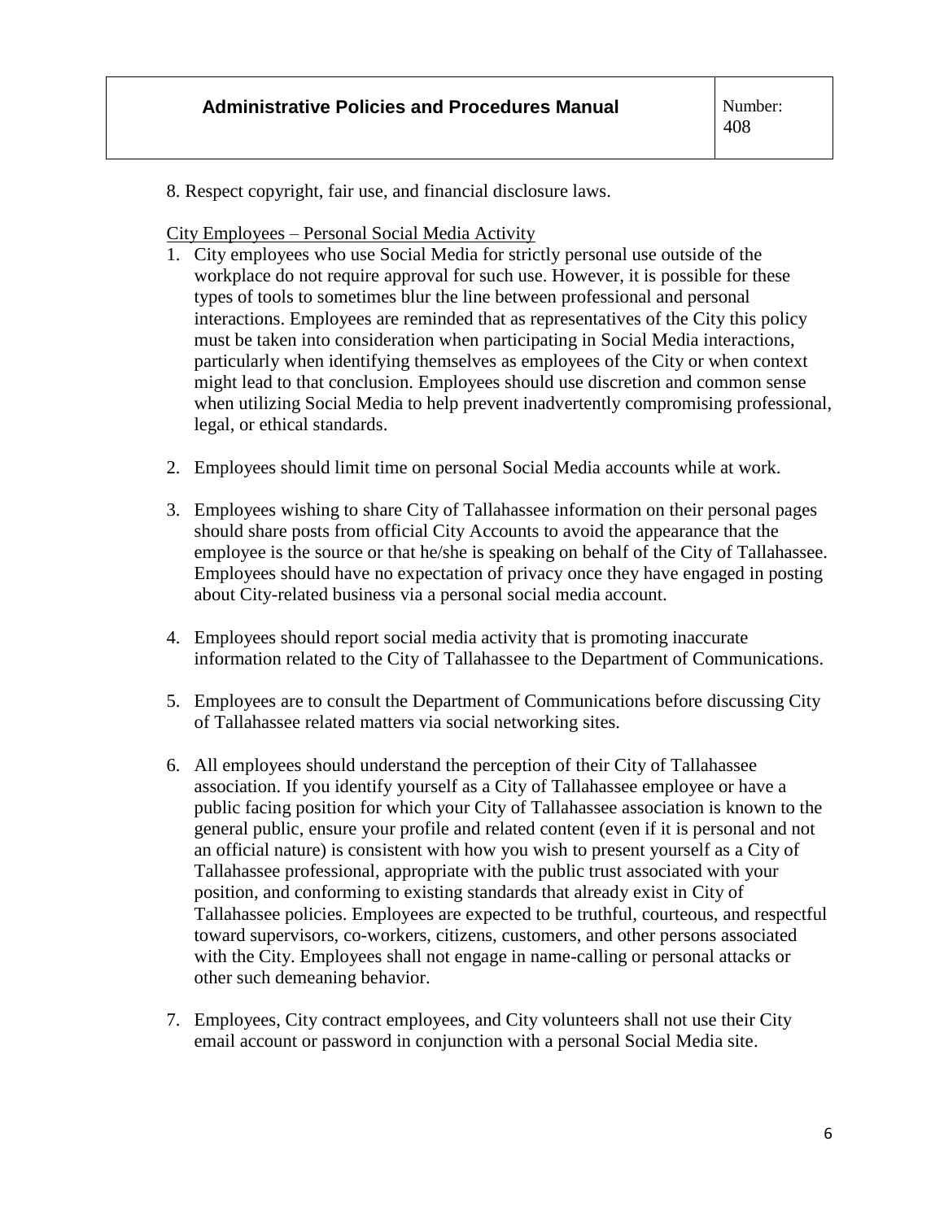8. Respect copyright, fair use, and financial disclosure laws.

City Employees – Personal Social Media Activity

1. City employees who use Social Media for strictly personal use outside of the workplace do not require approval for such use. However, it is possible for these types of tools to sometimes blur the line between professional and personal interactions. Employees are reminded that as representatives of the City this policy must be taken into consideration when participating in Social Media interactions, particularly when identifying themselves as employees of the City or when context might lead to that conclusion. Employees should use discretion and common sense when utilizing Social Media to help prevent inadvertently compromising professional, legal, or ethical standards.

2. Employees should limit time on personal Social Media accounts while at work.

3. Employees wishing to share City of Tallahassee information on their personal pages should share posts from official City Accounts to avoid the appearance that the employee is the source or that he/she is speaking on behalf of the City of Tallahassee. Employees should have no expectation of privacy once they have engaged in posting about City-related business via a personal social media account.

4. Employees should report social media activity that is promoting inaccurate information related to the City of Tallahassee to the Department of Communications.

5. Employees are to consult the Department of Communications before discussing City of Tallahassee related matters via social networking sites.

6. All employees should understand the perception of their City of Tallahassee association. If you identify yourself as a City of Tallahassee employee or have a public facing position for which your City of Tallahassee association is known to the general public, ensure your profile and related content (even if it is personal and not an official nature) is consistent with how you wish to present yourself as a City of Tallahassee professional, appropriate with the public trust associated with your position, and conforming to existing standards that already exist in City of Tallahassee policies. Employees are expected to be truthful, courteous, and respectful toward supervisors, co-workers, citizens, customers, and other persons associated with the City. Employees shall not engage in name-calling or personal attacks or other such demeaning behavior.

7. Employees, City contract employees, and City volunteers shall not use their City email account or password in conjunction with a personal Social Media site.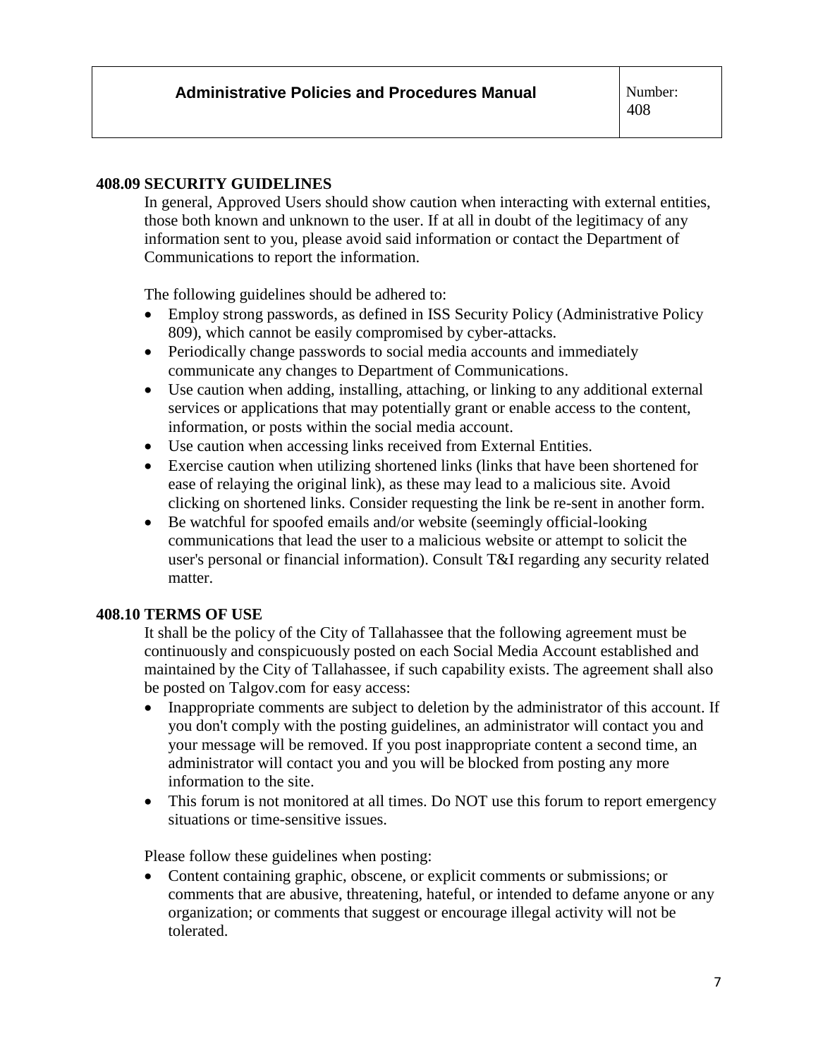## 408.09 SECURITY GUIDELINES

In general, Approved Users should show caution when interacting with external entities, those both known and unknown to the user. If at all in doubt of the legitimacy of any information sent to you, please avoid said information or contact the Department of Communications to report the information.

The following guidelines should be adhered to:

- Employ strong passwords, as defined in ISS Security Policy (Administrative Policy 809), which cannot be easily compromised by cyber-attacks.
- Periodically change passwords to social media accounts and immediately communicate any changes to Department of Communications.
- Use caution when adding, installing, attaching, or linking to any additional external services or applications that may potentially grant or enable access to the content, information, or posts within the social media account.
- Use caution when accessing links received from External Entities.
- Exercise caution when utilizing shortened links (links that have been shortened for ease of relaying the original link), as these may lead to a malicious site. Avoid clicking on shortened links. Consider requesting the link be re-sent in another form.
- Be watchful for spoofed emails and/or website (seemingly official-looking communications that lead the user to a malicious website or attempt to solicit the user's personal or financial information). Consult T&I regarding any security related matter.

## 408.10 TERMS OF USE

It shall be the policy of the City of Tallahassee that the following agreement must be continuously and conspicuously posted on each Social Media Account established and maintained by the City of Tallahassee, if such capability exists. The agreement shall also be posted on Talgov.com for easy access:

- Inappropriate comments are subject to deletion by the administrator of this account. If you don't comply with the posting guidelines, an administrator will contact you and your message will be removed. If you post inappropriate content a second time, an administrator will contact you and you will be blocked from posting any more information to the site.
- This forum is not monitored at all times. Do NOT use this forum to report emergency situations or time-sensitive issues.

Please follow these guidelines when posting:

- Content containing graphic, obscene, or explicit comments or submissions; or comments that are abusive, threatening, hateful, or intended to defame anyone or any organization; or comments that suggest or encourage illegal activity will not be tolerated.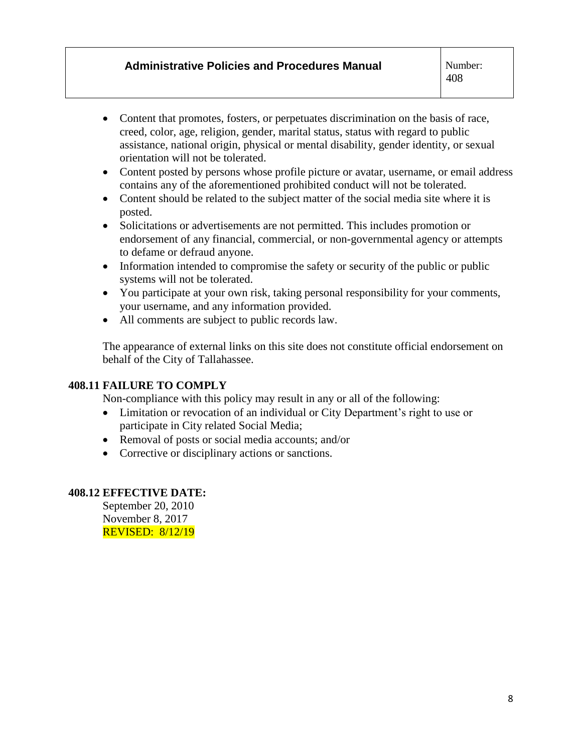- Content that promotes, fosters, or perpetuates discrimination on the basis of race, creed, color, age, religion, gender, marital status, status with regard to public assistance, national origin, physical or mental disability, gender identity, or sexual orientation will not be tolerated.
- Content posted by persons whose profile picture or avatar, username, or email address contains any of the aforementioned prohibited conduct will not be tolerated.
- Content should be related to the subject matter of the social media site where it is posted.
- Solicitations or advertisements are not permitted. This includes promotion or endorsement of any financial, commercial, or non-governmental agency or attempts to defame or defraud anyone.
- Information intended to compromise the safety or security of the public or public systems will not be tolerated.
- You participate at your own risk, taking personal responsibility for your comments, your username, and any information provided.
- All comments are subject to public records law.

The appearance of external links on this site does not constitute official endorsement on behalf of the City of Tallahassee.

**408.11 FAILURE TO COMPLY**

Non-compliance with this policy may result in any or all of the following:

- Limitation or revocation of an individual or City Department's right to use or participate in City related Social Media;
- Removal of posts or social media accounts; and/or
- Corrective or disciplinary actions or sanctions.

**408.12 EFFECTIVE DATE:**

September 20, 2010
November 8, 2017
REVISED: 8/12/19